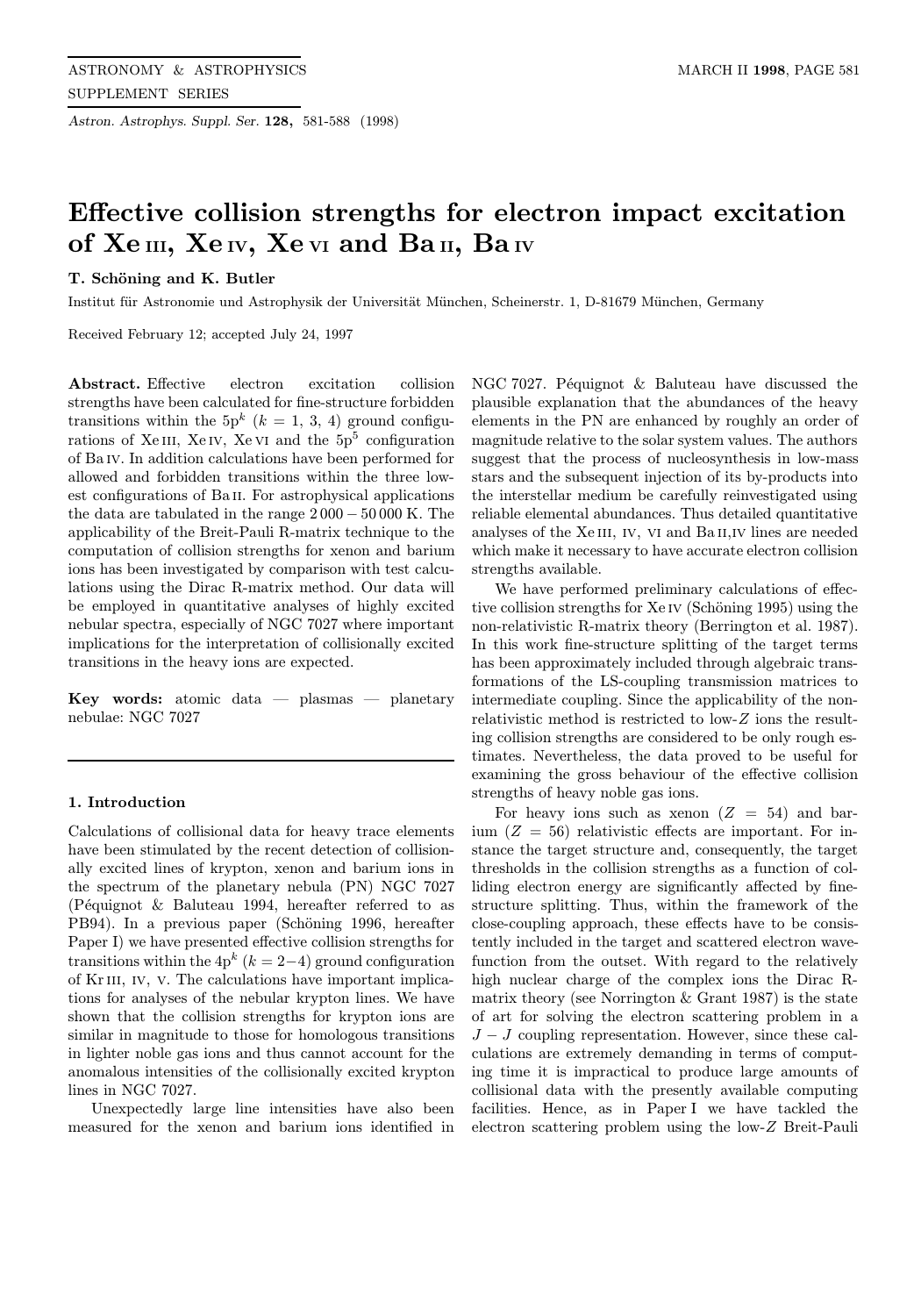*Astron. Astrophys. Suppl. Ser.* **128,** 581-588 (1998)

# Effective collision strengths for electron impact excitation of Xe III, Xe IV, Xe VI and Ba II, Ba IV

**T. Schöning and K. Butler**

Institut für Astronomie und Astrophysik der Universität München, Scheinerstr. 1, D-81679 München, Germany

Received February 12; accepted July 24, 1997

**Abstract.** Effective electron excitation collision strengths have been calculated for fine-structure forbidden transitions within the $5p^k$ ($k$ = 1, 3, 4) ground configurations of Xe III, Xe IV, Xe VI and the $5p^5$ configuration of Ba IV. In addition calculations have been performed for allowed and forbidden transitions within the three lowest configurations of Ba II. For astrophysical applications the data are tabulated in the range $2\,000 - 50\,000$ K. The applicability of the Breit-Pauli R-matrix technique to the computation of collision strengths for xenon and barium ions has been investigated by comparison with test calculations using the Dirac R-matrix method. Our data will be employed in quantitative analyses of highly excited nebular spectra, especially of NGC 7027 where important implications for the interpretation of collisionally excited transitions in the heavy ions are expected.

**Key words:** atomic data — plasmas — planetary nebulae: NGC 7027

## 1. Introduction

Calculations of collisional data for heavy trace elements have been stimulated by the recent detection of collisionally excited lines of krypton, xenon and barium ions in the spectrum of the planetary nebula (PN) NGC 7027 (Péquignot & Baluteau 1994, hereafter referred to as PB94). In a previous paper (Schöning 1996, hereafter Paper I) we have presented effective collision strengths for transitions within the $4p^k$ ($k = 2-4$) ground configuration of Kr III, IV, V. The calculations have important implications for analyses of the nebular krypton lines. We have shown that the collision strengths for krypton ions are similar in magnitude to those for homologous transitions in lighter noble gas ions and thus cannot account for the anomalous intensities of the collisionally excited krypton lines in NGC 7027.

Unexpectedly large line intensities have also been measured for the xenon and barium ions identified in NGC 7027. Péquignot & Baluteau have discussed the plausible explanation that the abundances of the heavy elements in the PN are enhanced by roughly an order of magnitude relative to the solar system values. The authors suggest that the process of nucleosynthesis in low-mass stars and the subsequent injection of its by-products into the interstellar medium be carefully reinvestigated using reliable elemental abundances. Thus detailed quantitative analyses of the Xe III, IV, VI and Ba II,IV lines are needed which make it necessary to have accurate electron collision strengths available.

We have performed preliminary calculations of effective collision strengths for Xe IV (Schöning 1995) using the non-relativistic R-matrix theory (Berrington et al. 1987). In this work fine-structure splitting of the target terms has been approximately included through algebraic transformations of the LS-coupling transmission matrices to intermediate coupling. Since the applicability of the non-relativistic method is restricted to low-$Z$ ions the resulting collision strengths are considered to be only rough estimates. Nevertheless, the data proved to be useful for examining the gross behaviour of the effective collision strengths of heavy noble gas ions.

For heavy ions such as xenon ($Z$ = 54) and barium ($Z$ = 56) relativistic effects are important. For instance the target structure and, consequently, the target thresholds in the collision strengths as a function of colliding electron energy are significantly affected by fine-structure splitting. Thus, within the framework of the close-coupling approach, these effects have to be consistently included in the target and scattered electron wavefunction from the outset. With regard to the relatively high nuclear charge of the complex ions the Dirac R-matrix theory (see Norrington & Grant 1987) is the state of art for solving the electron scattering problem in a $J-J$ coupling representation. However, since these calculations are extremely demanding in terms of computing time it is impractical to produce large amounts of collisional data with the presently available computing facilities. Hence, as in Paper I we have tackled the electron scattering problem using the low-$Z$ Breit-Pauli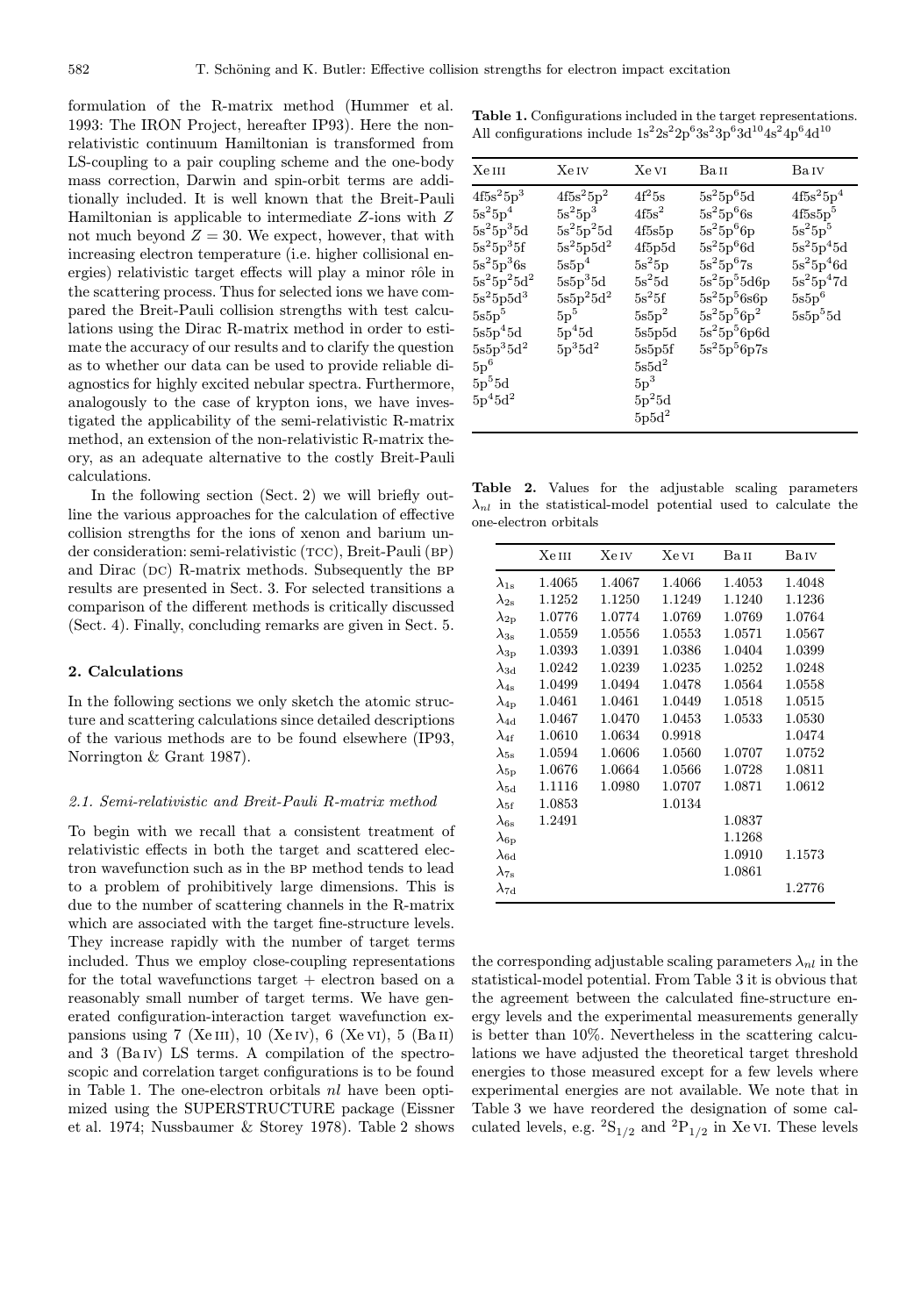formulation of the R-matrix method (Hummer et al. 1993: The IRON Project, hereafter IP93). Here the non-relativistic continuum Hamiltonian is transformed from LS-coupling to a pair coupling scheme and the one-body mass correction, Darwin and spin-orbit terms are additionally included. It is well known that the Breit-Pauli Hamiltonian is applicable to intermediate $Z$-ions with $Z$ not much beyond $Z = 30$. We expect, however, that with increasing electron temperature (i.e. higher collisional energies) relativistic target effects will play a minor rôle in the scattering process. Thus for selected ions we have compared the Breit-Pauli collision strengths with test calculations using the Dirac R-matrix method in order to estimate the accuracy of our results and to clarify the question as to whether our data can be used to provide reliable diagnostics for highly excited nebular spectra. Furthermore, analogously to the case of krypton ions, we have investigated the applicability of the semi-relativistic R-matrix method, an extension of the non-relativistic R-matrix theory, as an adequate alternative to the costly Breit-Pauli calculations.

In the following section (Sect. 2) we will briefly outline the various approaches for the calculation of effective collision strengths for the ions of xenon and barium under consideration: semi-relativistic (TCC), Breit-Pauli (BP) and Dirac (DC) R-matrix methods. Subsequently the BP results are presented in Sect. 3. For selected transitions a comparison of the different methods is critically discussed (Sect. 4). Finally, concluding remarks are given in Sect. 5.

## 2. Calculations

In the following sections we only sketch the atomic structure and scattering calculations since detailed descriptions of the various methods are to be found elsewhere (IP93, Norrington & Grant 1987).

### 2.1. Semi-relativistic and Breit-Pauli R-matrix method

To begin with we recall that a consistent treatment of relativistic effects in both the target and scattered electron wavefunction such as in the BP method tends to lead to a problem of prohibitively large dimensions. This is due to the number of scattering channels in the R-matrix which are associated with the target fine-structure levels. They increase rapidly with the number of target terms included. Thus we employ close-coupling representations for the total wavefunctions target + electron based on a reasonably small number of target terms. We have generated configuration-interaction target wavefunction expansions using 7 (Xe III), 10 (Xe IV), 6 (Xe VI), 5 (Ba II) and 3 (Ba IV) LS terms. A compilation of the spectroscopic and correlation target configurations is to be found in Table 1. The one-electron orbitals $nl$ have been optimized using the SUPERSTRUCTURE package (Eissner et al. 1974; Nussbaumer & Storey 1978). Table 2 shows the corresponding adjustable scaling parameters $\lambda_{nl}$ in the statistical-model potential. From Table 3 it is obvious that the agreement between the calculated fine-structure energy levels and the experimental measurements generally is better than 10%. Nevertheless in the scattering calculations we have adjusted the theoretical target threshold energies to those measured except for a few levels where experimental energies are not available. We note that in Table 3 we have reordered the designation of some calculated levels, e.g. $^2S_{1/2}$ and $^2P_{1/2}$ in Xe VI. These levels

**Table 1.** Configurations included in the target representations. All configurations include $1s^2 2s^2 2p^6 3s^2 3p^6 3d^{10} 4s^2 4p^6 4d^{10}$

| Xe III | Xe IV | Xe VI | Ba II | Ba IV |
|---|---|---|---|---|
| $4f5s^2 5p^3$ | $4f5s^2 5p^2$ | $4f^2 5s$ | $5s^2 5p^6 5d$ | $4f5s^2 5p^4$ |
| $5s^2 5p^4$ | $5s^2 5p^3$ | $4f5s^2$ | $5s^2 5p^6 6s$ | $4f5s5p^5$ |
| $5s^2 5p^3 5d$ | $5s^2 5p^2 5d$ | $4f5s5p$ | $5s^2 5p^6 6p$ | $5s^2 5p^5$ |
| $5s^2 5p^3 5f$ | $5s^2 5p5d^2$ | $4f5p5d$ | $5s^2 5p^6 6d$ | $5s^2 5p^4 5d$ |
| $5s^2 5p^3 6s$ | $5s5p^4$ | $5s^2 5p$ | $5s^2 5p^6 7s$ | $5s^2 5p^4 6d$ |
| $5s^2 5p^2 5d^2$ | $5s5p^3 5d$ | $5s^2 5d$ | $5s^2 5p^5 5d6p$ | $5s^2 5p^4 7d$ |
| $5s^2 5p5d^3$ | $5s5p^2 5d^2$ | $5s^2 5f$ | $5s^2 5p^5 6s6p$ | $5s5p^6$ |
| $5s5p^5$ | $5p^5$ | $5s5p^2$ | $5s^2 5p^5 6p^2$ | $5s5p^5 5d$ |
| $5s5p^4 5d$ | $5p^4 5d$ | $5s5p5d$ | $5s^2 5p^5 6p6d$ | |
| $5s5p^3 5d^2$ | $5p^3 5d^2$ | $5s5p5f$ | $5s^2 5p^5 6p7s$ | |
| $5p^6$ | | $5s5d^2$ | | |
| $5p^5 5d$ | | $5p^3$ | | |
| $5p^4 5d^2$ | | $5p^2 5d$ | | |
| | | $5p5d^2$ | | |

**Table 2.** Values for the adjustable scaling parameters $\lambda_{nl}$ in the statistical-model potential used to calculate the one-electron orbitals

| | Xe III | Xe IV | Xe VI | Ba II | Ba IV |
|---|---|---|---|---|---|
| $\lambda_{1s}$ | 1.4065 | 1.4067 | 1.4066 | 1.4053 | 1.4048 |
| $\lambda_{2s}$ | 1.1252 | 1.1250 | 1.1249 | 1.1240 | 1.1236 |
| $\lambda_{2p}$ | 1.0776 | 1.0774 | 1.0769 | 1.0769 | 1.0764 |
| $\lambda_{3s}$ | 1.0559 | 1.0556 | 1.0553 | 1.0571 | 1.0567 |
| $\lambda_{3p}$ | 1.0393 | 1.0391 | 1.0386 | 1.0404 | 1.0399 |
| $\lambda_{3d}$ | 1.0242 | 1.0239 | 1.0235 | 1.0252 | 1.0248 |
| $\lambda_{4s}$ | 1.0499 | 1.0494 | 1.0478 | 1.0564 | 1.0558 |
| $\lambda_{4p}$ | 1.0461 | 1.0461 | 1.0449 | 1.0518 | 1.0515 |
| $\lambda_{4d}$ | 1.0467 | 1.0470 | 1.0453 | 1.0533 | 1.0530 |
| $\lambda_{4f}$ | 1.0610 | 1.0634 | 0.9918 | | 1.0474 |
| $\lambda_{5s}$ | 1.0594 | 1.0606 | 1.0560 | 1.0707 | 1.0752 |
| $\lambda_{5p}$ | 1.0676 | 1.0664 | 1.0566 | 1.0728 | 1.0811 |
| $\lambda_{5d}$ | 1.1116 | 1.0980 | 1.0707 | 1.0871 | 1.0612 |
| $\lambda_{5f}$ | 1.0853 | | 1.0134 | | |
| $\lambda_{6s}$ | 1.2491 | | | 1.0837 | |
| $\lambda_{6p}$ | | | | 1.1268 | |
| $\lambda_{6d}$ | | | | 1.0910 | 1.1573 |
| $\lambda_{7s}$ | | | | 1.0861 | |
| $\lambda_{7d}$ | | | | | 1.2776 |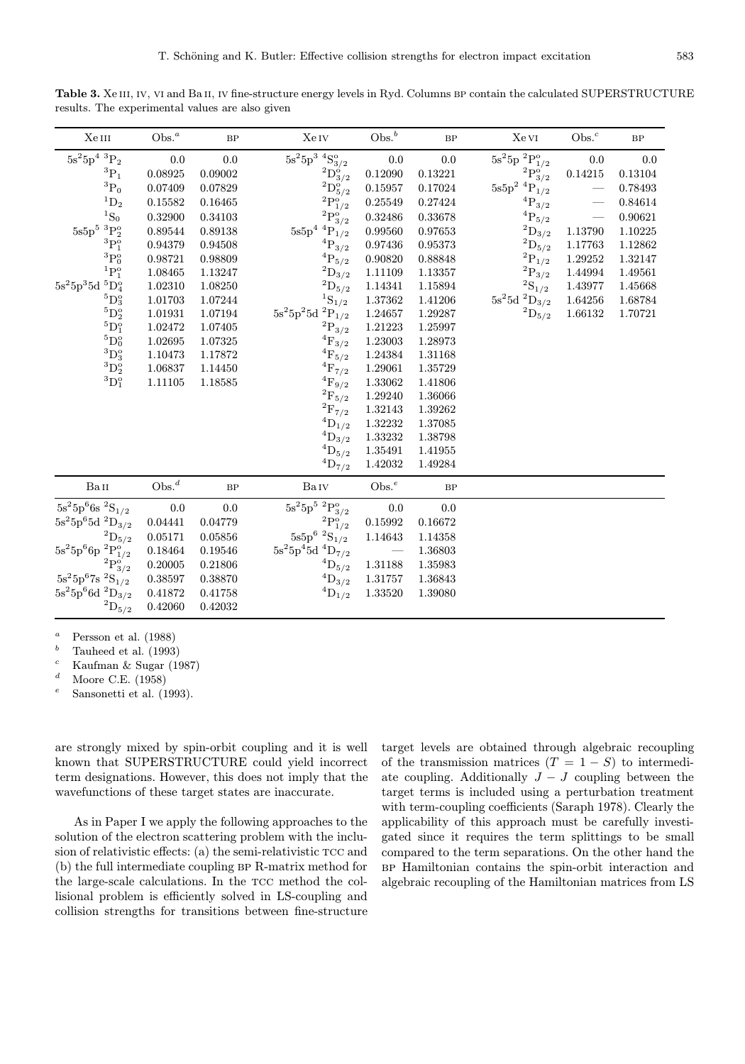**Table 3.** Xe III, IV, VI and Ba II, IV fine-structure energy levels in Ryd. Columns BP contain the calculated SUPERSTRUCTURE results. The experimental values are also given

| Xe III | Obs.[a] | BP | Xe IV | Obs.[b] | BP | Xe VI | Obs.[c] | BP |
|---|---|---|---|---|---|---|---|---|
| $5s^25p^4\ ^3P_2$ | 0.0 | 0.0 | $5s^25p^3\ ^4S^o_{3/2}$ | 0.0 | 0.0 | $5s^25p\ ^2P^o_{1/2}$ | 0.0 | 0.0 |
| $^3P_1$ | 0.08925 | 0.09002 | $^2D^o_{3/2}$ | 0.12090 | 0.13221 | $^2P^o_{3/2}$ | 0.14215 | 0.13104 |
| $^3P_0$ | 0.07409 | 0.07829 | $^2D^o_{5/2}$ | 0.15957 | 0.17024 | $5s5p^2\ ^4P_{1/2}$ | — | 0.78493 |
| $^1D_2$ | 0.15582 | 0.16465 | $^2P^o_{1/2}$ | 0.25549 | 0.27424 | $^4P_{3/2}$ | — | 0.84614 |
| $^1S_0$ | 0.32900 | 0.34103 | $^2P^o_{3/2}$ | 0.32486 | 0.33678 | $^4P_{5/2}$ | — | 0.90621 |
| $5s5p^5\ ^3P^o_2$ | 0.89544 | 0.89138 | $5s5p^4\ ^4P_{1/2}$ | 0.99560 | 0.97653 | $^2D_{3/2}$ | 1.13790 | 1.10225 |
| $^3P^o_1$ | 0.94379 | 0.94508 | $^4P_{3/2}$ | 0.97436 | 0.95373 | $^2D_{5/2}$ | 1.17763 | 1.12862 |
| $^3P^o_0$ | 0.98721 | 0.98809 | $^4P_{5/2}$ | 0.90820 | 0.88848 | $^2P_{1/2}$ | 1.29252 | 1.32147 |
| $^1P^o_1$ | 1.08465 | 1.13247 | $^2D_{3/2}$ | 1.11109 | 1.13357 | $^2P_{3/2}$ | 1.44994 | 1.49561 |
| $5s^25p^35d\ ^5D^o_4$ | 1.02310 | 1.08250 | $^2D_{5/2}$ | 1.14341 | 1.15894 | $^2S_{1/2}$ | 1.43977 | 1.45668 |
| $^5D^o_3$ | 1.01703 | 1.07244 | $^1S_{1/2}$ | 1.37362 | 1.41206 | $5s^25d\ ^2D_{3/2}$ | 1.64256 | 1.68784 |
| $^5D^o_2$ | 1.01931 | 1.07194 | $5s^25p^25d\ ^2P_{1/2}$ | 1.24657 | 1.29287 | $^2D_{5/2}$ | 1.66132 | 1.70721 |
| $^5D^o_1$ | 1.02472 | 1.07405 | $^2P_{3/2}$ | 1.21223 | 1.25997 | | | |
| $^5D^o_0$ | 1.02695 | 1.07325 | $^4F_{3/2}$ | 1.23003 | 1.28973 | | | |
| $^3D^o_3$ | 1.10473 | 1.17872 | $^4F_{5/2}$ | 1.24384 | 1.31168 | | | |
| $^3D^o_2$ | 1.06837 | 1.14450 | $^4F_{7/2}$ | 1.29061 | 1.35729 | | | |
| $^3D^o_1$ | 1.11105 | 1.18585 | $^4F_{9/2}$ | 1.33062 | 1.41806 | | | |
| | | | $^2F_{5/2}$ | 1.29240 | 1.36066 | | | |
| | | | $^2F_{7/2}$ | 1.32143 | 1.39262 | | | |
| | | | $^4D_{1/2}$ | 1.32232 | 1.37085 | | | |
| | | | $^4D_{3/2}$ | 1.33232 | 1.38798 | | | |
| | | | $^4D_{5/2}$ | 1.35491 | 1.41955 | | | |
| | | | $^4D_{7/2}$ | 1.42032 | 1.49284 | | | |
| **Ba II** | **Obs.[d]** | **BP** | **Ba IV** | **Obs.[e]** | **BP** | | | |
| $5s^25p^66s\ ^2S_{1/2}$ | 0.0 | 0.0 | $5s^25p^5\ ^2P^o_{3/2}$ | 0.0 | 0.0 | | | |
| $5s^25p^65d\ ^2D_{3/2}$ | 0.04441 | 0.04779 | $^2P^o_{1/2}$ | 0.15992 | 0.16672 | | | |
| $^2D_{5/2}$ | 0.05171 | 0.05856 | $5s5p^6\ ^2S_{1/2}$ | 1.14643 | 1.14358 | | | |
| $5s^25p^66p\ ^2P^o_{1/2}$ | 0.18464 | 0.19546 | $5s^25p^45d\ ^4D_{7/2}$ | — | 1.36803 | | | |
| $^2P^o_{3/2}$ | 0.20005 | 0.21806 | $^4D_{5/2}$ | 1.31188 | 1.35983 | | | |
| $5s^25p^67s\ ^2S_{1/2}$ | 0.38597 | 0.38870 | $^4D_{3/2}$ | 1.31757 | 1.36843 | | | |
| $5s^25p^66d\ ^2D_{3/2}$ | 0.41872 | 0.41758 | $^4D_{1/2}$ | 1.33520 | 1.39080 | | | |
| $^2D_{5/2}$ | 0.42060 | 0.42032 | | | | | | |

[a] Persson et al. (1988)
[b] Tauheed et al. (1993)
[c] Kaufman & Sugar (1987)
[d] Moore C.E. (1958)
[e] Sansonetti et al. (1993).

are strongly mixed by spin-orbit coupling and it is well known that SUPERSTRUCTURE could yield incorrect term designations. However, this does not imply that the wavefunctions of these target states are inaccurate.

As in Paper I we apply the following approaches to the solution of the electron scattering problem with the inclusion of relativistic effects: (a) the semi-relativistic TCC and (b) the full intermediate coupling BP R-matrix method for the large-scale calculations. In the TCC method the collisional problem is efficiently solved in LS-coupling and collision strengths for transitions between fine-structure target levels are obtained through algebraic recoupling of the transmission matrices ($T = 1 - S$) to intermediate coupling. Additionally $J - J$ coupling between the target terms is included using a perturbation treatment with term-coupling coefficients (Saraph 1978). Clearly the applicability of this approach must be carefully investigated since it requires the term splittings to be small compared to the term separations. On the other hand the BP Hamiltonian contains the spin-orbit interaction and algebraic recoupling of the Hamiltonian matrices from LS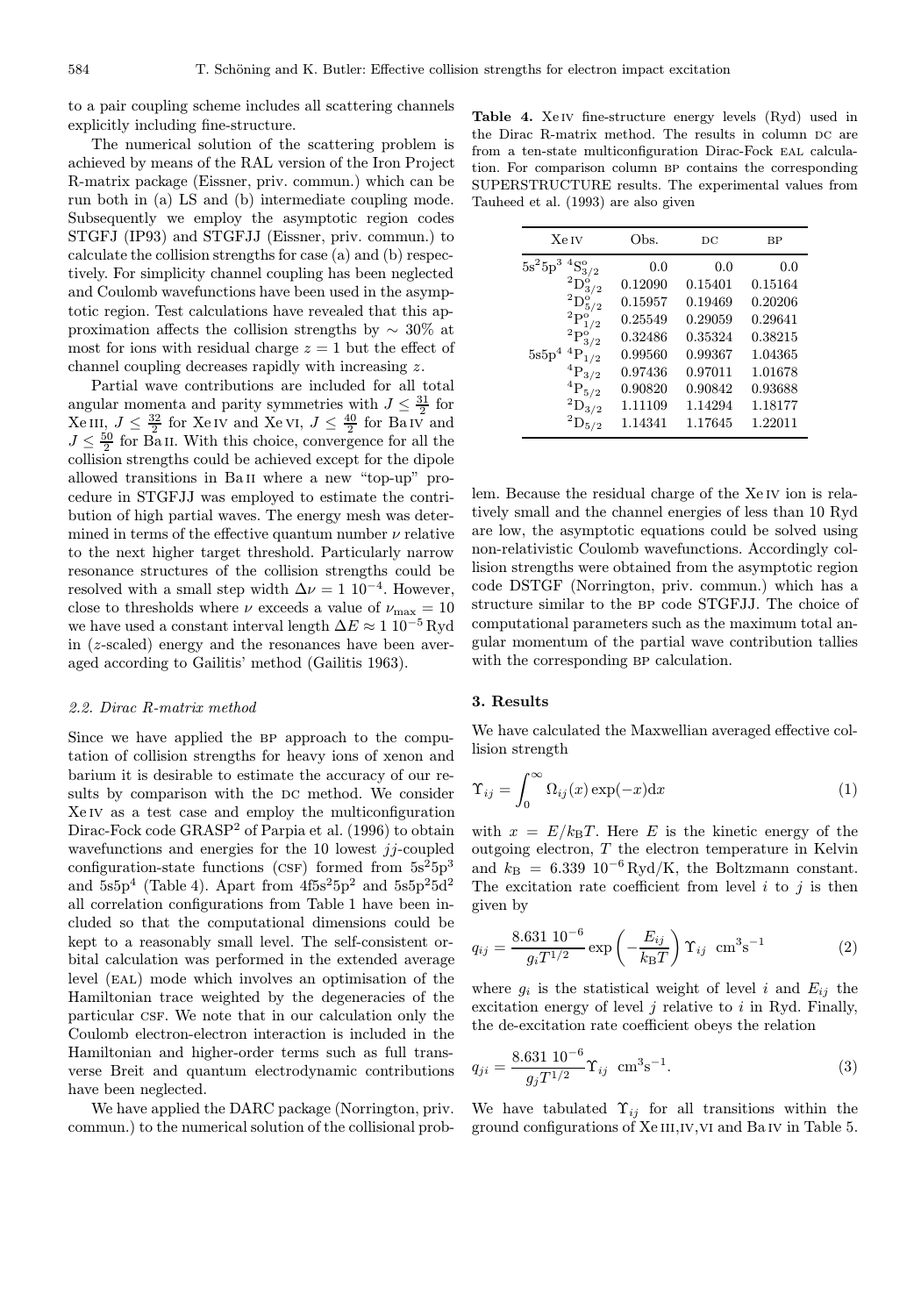to a pair coupling scheme includes all scattering channels explicitly including fine-structure.

The numerical solution of the scattering problem is achieved by means of the RAL version of the Iron Project R-matrix package (Eissner, priv. commun.) which can be run both in (a) LS and (b) intermediate coupling mode. Subsequently we employ the asymptotic region codes STGFJ (IP93) and STGFJJ (Eissner, priv. commun.) to calculate the collision strengths for case (a) and (b) respectively. For simplicity channel coupling has been neglected and Coulomb wavefunctions have been used in the asymptotic region. Test calculations have revealed that this approximation affects the collision strengths by $\sim 30\%$ at most for ions with residual charge $z = 1$ but the effect of channel coupling decreases rapidly with increasing $z$.

Partial wave contributions are included for all total angular momenta and parity symmetries with $J \leq \frac{31}{2}$ for Xe III, $J \leq \frac{32}{2}$ for Xe IV and Xe VI, $J \leq \frac{40}{2}$ for Ba IV and $J \leq \frac{50}{2}$ for Ba II. With this choice, convergence for all the collision strengths could be achieved except for the dipole allowed transitions in Ba II where a new "top-up" procedure in STGFJJ was employed to estimate the contribution of high partial waves. The energy mesh was determined in terms of the effective quantum number $\nu$ relative to the next higher target threshold. Particularly narrow resonance structures of the collision strengths could be resolved with a small step width $\Delta\nu = 1\ 10^{-4}$. However, close to thresholds where $\nu$ exceeds a value of $\nu_{\max} = 10$ we have used a constant interval length $\Delta E \approx 1\ 10^{-5}$ Ryd in ($z$-scaled) energy and the resonances have been averaged according to Gailitis' method (Gailitis 1963).

### 2.2. Dirac R-matrix method

Since we have applied the BP approach to the computation of collision strengths for heavy ions of xenon and barium it is desirable to estimate the accuracy of our results by comparison with the DC method. We consider Xe IV as a test case and employ the multiconfiguration Dirac-Fock code GRASP[2] of Parpia et al. (1996) to obtain wavefunctions and energies for the 10 lowest $jj$-coupled configuration-state functions (CSF) formed from $5s^25p^3$ and $5s5p^4$ (Table 4). Apart from $4f5s^25p^2$ and $5s5p^25d^2$ all correlation configurations from Table 1 have been included so that the computational dimensions could be kept to a reasonably small level. The self-consistent orbital calculation was performed in the extended average level (EAL) mode which involves an optimisation of the Hamiltonian trace weighted by the degeneracies of the particular CSF. We note that in our calculation only the Coulomb electron-electron interaction is included in the Hamiltonian and higher-order terms such as full transverse Breit and quantum electrodynamic contributions have been neglected.

We have applied the DARC package (Norrington, priv. commun.) to the numerical solution of the collisional problem. Because the residual charge of the Xe IV ion is relatively small and the channel energies of less than 10 Ryd are low, the asymptotic equations could be solved using non-relativistic Coulomb wavefunctions. Accordingly collision strengths were obtained from the asymptotic region code DSTGF (Norrington, priv. commun.) which has a structure similar to the BP code STGFJJ. The choice of computational parameters such as the maximum total angular momentum of the partial wave contribution tallies with the corresponding BP calculation.

**Table 4.** Xe IV fine-structure energy levels (Ryd) used in the Dirac R-matrix method. The results in column DC are from a ten-state multiconfiguration Dirac-Fock EAL calculation. For comparison column BP contains the corresponding SUPERSTRUCTURE results. The experimental values from Tauheed et al. (1993) are also given

| Xe IV | Obs. | DC | BP |
|---|---|---|---|
| $5s^25p^3\ ^4S^o_{3/2}$ | 0.0 | 0.0 | 0.0 |
| $^2D^o_{3/2}$ | 0.12090 | 0.15401 | 0.15164 |
| $^2D^o_{5/2}$ | 0.15957 | 0.19469 | 0.20206 |
| $^2P^o_{1/2}$ | 0.25549 | 0.29059 | 0.29641 |
| $^2P^o_{3/2}$ | 0.32486 | 0.35324 | 0.38215 |
| $5s5p^4\ ^4P_{1/2}$ | 0.99560 | 0.99367 | 1.04365 |
| $^4P_{3/2}$ | 0.97436 | 0.97011 | 1.01678 |
| $^4P_{5/2}$ | 0.90820 | 0.90842 | 0.93688 |
| $^2D_{3/2}$ | 1.11109 | 1.14294 | 1.18177 |
| $^2D_{5/2}$ | 1.14341 | 1.17645 | 1.22011 |

## 3. Results

We have calculated the Maxwellian averaged effective collision strength

$$\Upsilon_{ij} = \int_0^\infty \Omega_{ij}(x)\exp(-x)\mathrm{d}x \tag{1}$$

with $x = E/k_\mathrm{B}T$. Here $E$ is the kinetic energy of the outgoing electron, $T$ the electron temperature in Kelvin and $k_\mathrm{B} = 6.339\ 10^{-6}$ Ryd/K, the Boltzmann constant. The excitation rate coefficient from level $i$ to $j$ is then given by

$$q_{ij} = \frac{8.631\ 10^{-6}}{g_i T^{1/2}} \exp\left(-\frac{E_{ij}}{k_\mathrm{B}T}\right)\Upsilon_{ij}\ \ \mathrm{cm^3 s^{-1}} \tag{2}$$

where $g_i$ is the statistical weight of level $i$ and $E_{ij}$ the excitation energy of level $j$ relative to $i$ in Ryd. Finally, the de-excitation rate coefficient obeys the relation

$$q_{ji} = \frac{8.631\ 10^{-6}}{g_j T^{1/2}}\Upsilon_{ij}\ \ \mathrm{cm^3 s^{-1}}. \tag{3}$$

We have tabulated $\Upsilon_{ij}$ for all transitions within the ground configurations of Xe III,IV,VI and Ba IV in Table 5.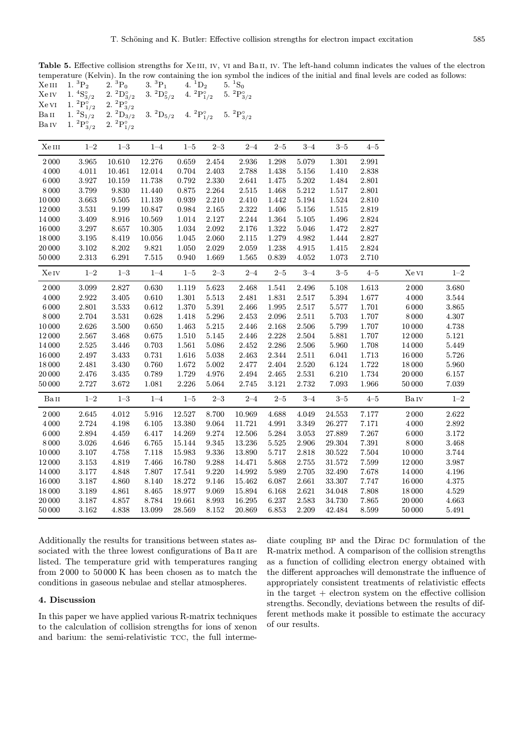**Table 5.** Effective collision strengths for Xe III, IV, VI and Ba II, IV. The left-hand column indicates the values of the electron temperature (Kelvin). In the row containing the ion symbol the indices of the initial and final levels are coded as follows:

| | | | | | |
|---|---|---|---|---|---|
| Xe III | 1. $^3$P$_2$ | 2. $^3$P$_0$ | 3. $^3$P$_1$ | 4. $^1$D$_2$ | 5. $^1$S$_0$ |
| Xe IV | 1. $^4$S$^\circ_{3/2}$ | 2. $^2$D$^\circ_{3/2}$ | 3. $^2$D$^\circ_{5/2}$ | 4. $^2$P$^\circ_{1/2}$ | 5. $^2$P$^\circ_{3/2}$ |
| Xe VI | 1. $^2$P$^\circ_{1/2}$ | 2. $^2$P$^\circ_{3/2}$ | | | |
| Ba II | 1. $^2$S$_{1/2}$ | 2. $^2$D$_{3/2}$ | 3. $^2$D$_{5/2}$ | 4. $^2$P$^\circ_{1/2}$ | 5. $^2$P$^\circ_{3/2}$ |
| Ba IV | 1. $^2$P$^\circ_{3/2}$ | 2. $^2$P$^\circ_{1/2}$ | | | |

| Xe III | 1–2 | 1–3 | 1–4 | 1–5 | 2–3 | 2–4 | 2–5 | 3–4 | 3–5 | 4–5 |
|---|---|---|---|---|---|---|---|---|---|---|
| 2 000 | 3.965 | 10.610 | 12.276 | 0.659 | 2.454 | 2.936 | 1.298 | 5.079 | 1.301 | 2.991 |
| 4 000 | 4.011 | 10.461 | 12.014 | 0.704 | 2.403 | 2.788 | 1.438 | 5.156 | 1.410 | 2.838 |
| 6 000 | 3.927 | 10.159 | 11.738 | 0.792 | 2.330 | 2.641 | 1.475 | 5.202 | 1.484 | 2.801 |
| 8 000 | 3.799 | 9.830 | 11.440 | 0.875 | 2.264 | 2.515 | 1.468 | 5.212 | 1.517 | 2.801 |
| 10 000 | 3.663 | 9.505 | 11.139 | 0.939 | 2.210 | 2.410 | 1.442 | 5.194 | 1.524 | 2.810 |
| 12 000 | 3.531 | 9.199 | 10.847 | 0.984 | 2.165 | 2.322 | 1.406 | 5.156 | 1.515 | 2.819 |
| 14 000 | 3.409 | 8.916 | 10.569 | 1.014 | 2.127 | 2.244 | 1.364 | 5.105 | 1.496 | 2.824 |
| 16 000 | 3.297 | 8.657 | 10.305 | 1.034 | 2.092 | 2.176 | 1.322 | 5.046 | 1.472 | 2.827 |
| 18 000 | 3.195 | 8.419 | 10.056 | 1.045 | 2.060 | 2.115 | 1.279 | 4.982 | 1.444 | 2.827 |
| 20 000 | 3.102 | 8.202 | 9.821 | 1.050 | 2.029 | 2.059 | 1.238 | 4.915 | 1.415 | 2.824 |
| 50 000 | 2.313 | 6.291 | 7.515 | 0.940 | 1.669 | 1.565 | 0.839 | 4.052 | 1.073 | 2.710 |

| Xe IV | 1–2 | 1–3 | 1–4 | 1–5 | 2–3 | 2–4 | 2–5 | 3–4 | 3–5 | 4–5 | Xe VI | 1–2 |
|---|---|---|---|---|---|---|---|---|---|---|---|---|
| 2 000 | 3.099 | 2.827 | 0.630 | 1.119 | 5.623 | 2.468 | 1.541 | 2.496 | 5.108 | 1.613 | 2 000 | 3.680 |
| 4 000 | 2.922 | 3.405 | 0.610 | 1.301 | 5.513 | 2.481 | 1.831 | 2.517 | 5.394 | 1.677 | 4 000 | 3.544 |
| 6 000 | 2.801 | 3.533 | 0.612 | 1.370 | 5.391 | 2.466 | 1.995 | 2.517 | 5.577 | 1.701 | 6 000 | 3.865 |
| 8 000 | 2.704 | 3.531 | 0.628 | 1.418 | 5.296 | 2.453 | 2.096 | 2.511 | 5.703 | 1.707 | 8 000 | 4.307 |
| 10 000 | 2.626 | 3.500 | 0.650 | 1.463 | 5.215 | 2.446 | 2.168 | 2.506 | 5.799 | 1.707 | 10 000 | 4.738 |
| 12 000 | 2.567 | 3.468 | 0.675 | 1.510 | 5.145 | 2.446 | 2.228 | 2.504 | 5.881 | 1.707 | 12 000 | 5.121 |
| 14 000 | 2.525 | 3.446 | 0.703 | 1.561 | 5.086 | 2.452 | 2.286 | 2.506 | 5.960 | 1.708 | 14 000 | 5.449 |
| 16 000 | 2.497 | 3.433 | 0.731 | 1.616 | 5.038 | 2.463 | 2.344 | 2.511 | 6.041 | 1.713 | 16 000 | 5.726 |
| 18 000 | 2.481 | 3.430 | 0.760 | 1.672 | 5.002 | 2.477 | 2.404 | 2.520 | 6.124 | 1.722 | 18 000 | 5.960 |
| 20 000 | 2.476 | 3.435 | 0.789 | 1.729 | 4.976 | 2.494 | 2.465 | 2.531 | 6.210 | 1.734 | 20 000 | 6.157 |
| 50 000 | 2.727 | 3.672 | 1.081 | 2.226 | 5.064 | 2.745 | 3.121 | 2.732 | 7.093 | 1.966 | 50 000 | 7.039 |

| Ba II | 1–2 | 1–3 | 1–4 | 1–5 | 2–3 | 2–4 | 2–5 | 3–4 | 3–5 | 4–5 | Ba IV | 1–2 |
|---|---|---|---|---|---|---|---|---|---|---|---|---|
| 2 000 | 2.645 | 4.012 | 5.916 | 12.527 | 8.700 | 10.969 | 4.688 | 4.049 | 24.553 | 7.177 | 2 000 | 2.622 |
| 4 000 | 2.724 | 4.198 | 6.105 | 13.380 | 9.064 | 11.721 | 4.991 | 3.349 | 26.277 | 7.171 | 4 000 | 2.892 |
| 6 000 | 2.894 | 4.459 | 6.417 | 14.269 | 9.274 | 12.506 | 5.284 | 3.053 | 27.889 | 7.267 | 6 000 | 3.172 |
| 8 000 | 3.026 | 4.646 | 6.765 | 15.144 | 9.345 | 13.236 | 5.525 | 2.906 | 29.304 | 7.391 | 8 000 | 3.468 |
| 10 000 | 3.107 | 4.758 | 7.118 | 15.983 | 9.336 | 13.890 | 5.717 | 2.818 | 30.522 | 7.504 | 10 000 | 3.744 |
| 12 000 | 3.153 | 4.819 | 7.466 | 16.780 | 9.288 | 14.471 | 5.868 | 2.755 | 31.572 | 7.599 | 12 000 | 3.987 |
| 14 000 | 3.177 | 4.848 | 7.807 | 17.541 | 9.220 | 14.992 | 5.989 | 2.705 | 32.490 | 7.678 | 14 000 | 4.196 |
| 16 000 | 3.187 | 4.860 | 8.140 | 18.272 | 9.146 | 15.462 | 6.087 | 2.661 | 33.307 | 7.747 | 16 000 | 4.375 |
| 18 000 | 3.189 | 4.861 | 8.465 | 18.977 | 9.069 | 15.894 | 6.168 | 2.621 | 34.048 | 7.808 | 18 000 | 4.529 |
| 20 000 | 3.187 | 4.857 | 8.784 | 19.661 | 8.993 | 16.295 | 6.237 | 2.583 | 34.730 | 7.865 | 20 000 | 4.663 |
| 50 000 | 3.162 | 4.838 | 13.099 | 28.569 | 8.152 | 20.869 | 6.853 | 2.209 | 42.484 | 8.599 | 50 000 | 5.491 |

Additionally the results for transitions between states associated with the three lowest configurations of Ba II are listed. The temperature grid with temperatures ranging from 2 000 to 50 000 K has been chosen as to match the conditions in gaseous nebulae and stellar atmospheres.

## 4. Discussion

In this paper we have applied various R-matrix techniques to the calculation of collision strengths for ions of xenon and barium: the semi-relativistic TCC, the full intermediate coupling BP and the Dirac DC formulation of the R-matrix method. A comparison of the collision strengths as a function of colliding electron energy obtained with the different approaches will demonstrate the influence of appropriately consistent treatments of relativistic effects in the target + electron system on the effective collision strengths. Secondly, deviations between the results of different methods make it possible to estimate the accuracy of our results.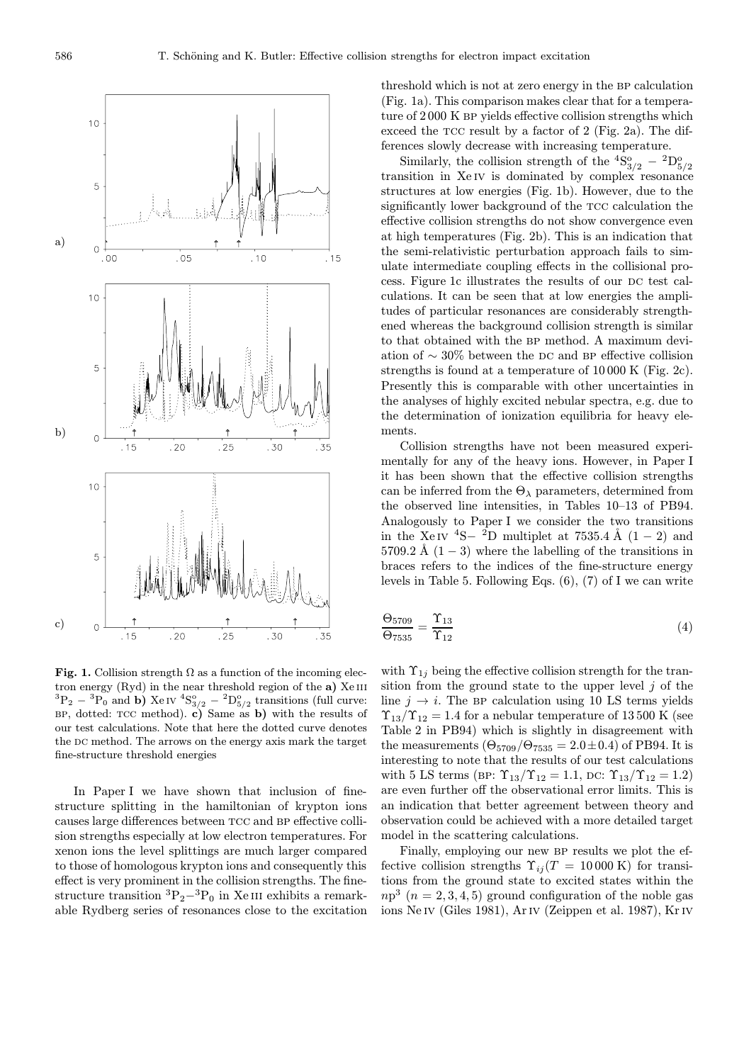**Fig. 1.** Collision strength Ω as a function of the incoming electron energy (Ryd) in the near threshold region of the **a)** Xe III $^3P_2 - {}^3P_0$ and **b)** Xe IV $^4S^o_{3/2} - {}^2D^o_{5/2}$ transitions (full curve: BP, dotted: TCC method). **c)** Same as **b)** with the results of our test calculations. Note that here the dotted curve denotes the DC method. The arrows on the energy axis mark the target fine-structure threshold energies

In Paper I we have shown that inclusion of fine-structure splitting in the hamiltonian of krypton ions causes large differences between TCC and BP effective collision strengths especially at low electron temperatures. For xenon ions the level splittings are much larger compared to those of homologous krypton ions and consequently this effect is very prominent in the collision strengths. The fine-structure transition $^3P_2-{}^3P_0$ in Xe III exhibits a remarkable Rydberg series of resonances close to the excitation threshold which is not at zero energy in the BP calculation (Fig. 1a). This comparison makes clear that for a temperature of 2 000 K BP yields effective collision strengths which exceed the TCC result by a factor of 2 (Fig. 2a). The differences slowly decrease with increasing temperature.

Similarly, the collision strength of the $^4S^o_{3/2} - {}^2D^o_{5/2}$ transition in Xe IV is dominated by complex resonance structures at low energies (Fig. 1b). However, due to the significantly lower background of the TCC calculation the effective collision strengths do not show convergence even at high temperatures (Fig. 2b). This is an indication that the semi-relativistic perturbation approach fails to simulate intermediate coupling effects in the collisional process. Figure 1c illustrates the results of our DC test calculations. It can be seen that at low energies the amplitudes of particular resonances are considerably strengthened whereas the background collision strength is similar to that obtained with the BP method. A maximum deviation of $\sim 30\%$ between the DC and BP effective collision strengths is found at a temperature of 10 000 K (Fig. 2c). Presently this is comparable with other uncertainties in the analyses of highly excited nebular spectra, e.g. due to the determination of ionization equilibria for heavy elements.

Collision strengths have not been measured experimentally for any of the heavy ions. However, in Paper I it has been shown that the effective collision strengths can be inferred from the $\Theta_\lambda$ parameters, determined from the observed line intensities, in Tables 10–13 of PB94. Analogously to Paper I we consider the two transitions in the Xe IV $^4S-{}^2D$ multiplet at 7535.4 Å $(1-2)$ and 5709.2 Å $(1-3)$ where the labelling of the transitions in braces refers to the indices of the fine-structure energy levels in Table 5. Following Eqs. (6), (7) of I we can write

$$\frac{\Theta_{5709}}{\Theta_{7535}} = \frac{\Upsilon_{13}}{\Upsilon_{12}} \tag{4}$$

with $\Upsilon_{1j}$ being the effective collision strength for the transition from the ground state to the upper level $j$ of the line $j \rightarrow i$. The BP calculation using 10 LS terms yields $\Upsilon_{13}/\Upsilon_{12} = 1.4$ for a nebular temperature of 13 500 K (see Table 2 in PB94) which is slightly in disagreement with the measurements $(\Theta_{5709}/\Theta_{7535} = 2.0 \pm 0.4)$ of PB94. It is interesting to note that the results of our test calculations with 5 LS terms (BP: $\Upsilon_{13}/\Upsilon_{12} = 1.1$, DC: $\Upsilon_{13}/\Upsilon_{12} = 1.2$) are even further off the observational error limits. This is an indication that better agreement between theory and observation could be achieved with a more detailed target model in the scattering calculations.

Finally, employing our new BP results we plot the effective collision strengths $\Upsilon_{ij}(T = 10\,000\text{ K})$ for transitions from the ground state to excited states within the $np^3$ $(n = 2, 3, 4, 5)$ ground configuration of the noble gas ions Ne IV (Giles 1981), Ar IV (Zeippen et al. 1987), Kr IV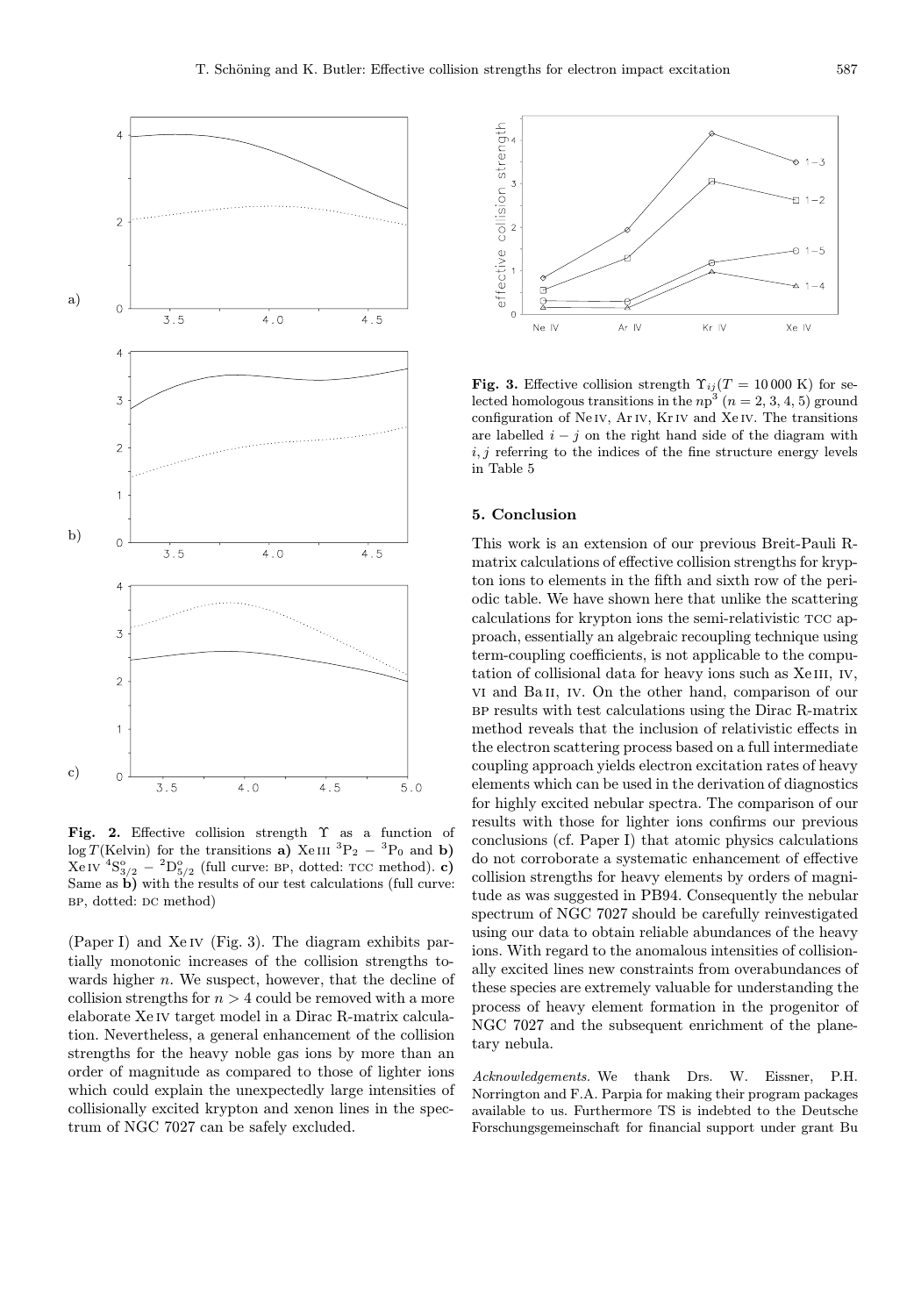**Fig. 2.** Effective collision strength $\Upsilon$ as a function of $\log T$(Kelvin) for the transitions **a)** Xe III $^3P_2$ – $^3P_0$ and **b)** Xe IV $^4S^o_{3/2}$ – $^2D^o_{5/2}$ (full curve: BP, dotted: TCC method). **c)** Same as **b)** with the results of our test calculations (full curve: BP, dotted: DC method)

(Paper I) and Xe IV (Fig. 3). The diagram exhibits partially monotonic increases of the collision strengths towards higher $n$. We suspect, however, that the decline of collision strengths for $n > 4$ could be removed with a more elaborate Xe IV target model in a Dirac R-matrix calculation. Nevertheless, a general enhancement of the collision strengths for the heavy noble gas ions by more than an order of magnitude as compared to those of lighter ions which could explain the unexpectedly large intensities of collisionally excited krypton and xenon lines in the spectrum of NGC 7027 can be safely excluded.

**Fig. 3.** Effective collision strength $\Upsilon_{ij}(T = 10\,000$ K) for selected homologous transitions in the $np^3$ ($n = 2, 3, 4, 5$) ground configuration of Ne IV, Ar IV, Kr IV and Xe IV. The transitions are labelled $i - j$ on the right hand side of the diagram with $i, j$ referring to the indices of the fine structure energy levels in Table 5

## 5. Conclusion

This work is an extension of our previous Breit-Pauli R-matrix calculations of effective collision strengths for krypton ions to elements in the fifth and sixth row of the periodic table. We have shown here that unlike the scattering calculations for krypton ions the semi-relativistic TCC approach, essentially an algebraic recoupling technique using term-coupling coefficients, is not applicable to the computation of collisional data for heavy ions such as Xe III, IV, VI and Ba II, IV. On the other hand, comparison of our BP results with test calculations using the Dirac R-matrix method reveals that the inclusion of relativistic effects in the electron scattering process based on a full intermediate coupling approach yields electron excitation rates of heavy elements which can be used in the derivation of diagnostics for highly excited nebular spectra. The comparison of our results with those for lighter ions confirms our previous conclusions (cf. Paper I) that atomic physics calculations do not corroborate a systematic enhancement of effective collision strengths for heavy elements by orders of magnitude as was suggested in PB94. Consequently the nebular spectrum of NGC 7027 should be carefully reinvestigated using our data to obtain reliable abundances of the heavy ions. With regard to the anomalous intensities of collisionally excited lines new constraints from overabundances of these species are extremely valuable for understanding the process of heavy element formation in the progenitor of NGC 7027 and the subsequent enrichment of the planetary nebula.

*Acknowledgements.* We thank Drs. W. Eissner, P.H. Norrington and F.A. Parpia for making their program packages available to us. Furthermore TS is indebted to the Deutsche Forschungsgemeinschaft for financial support under grant Bu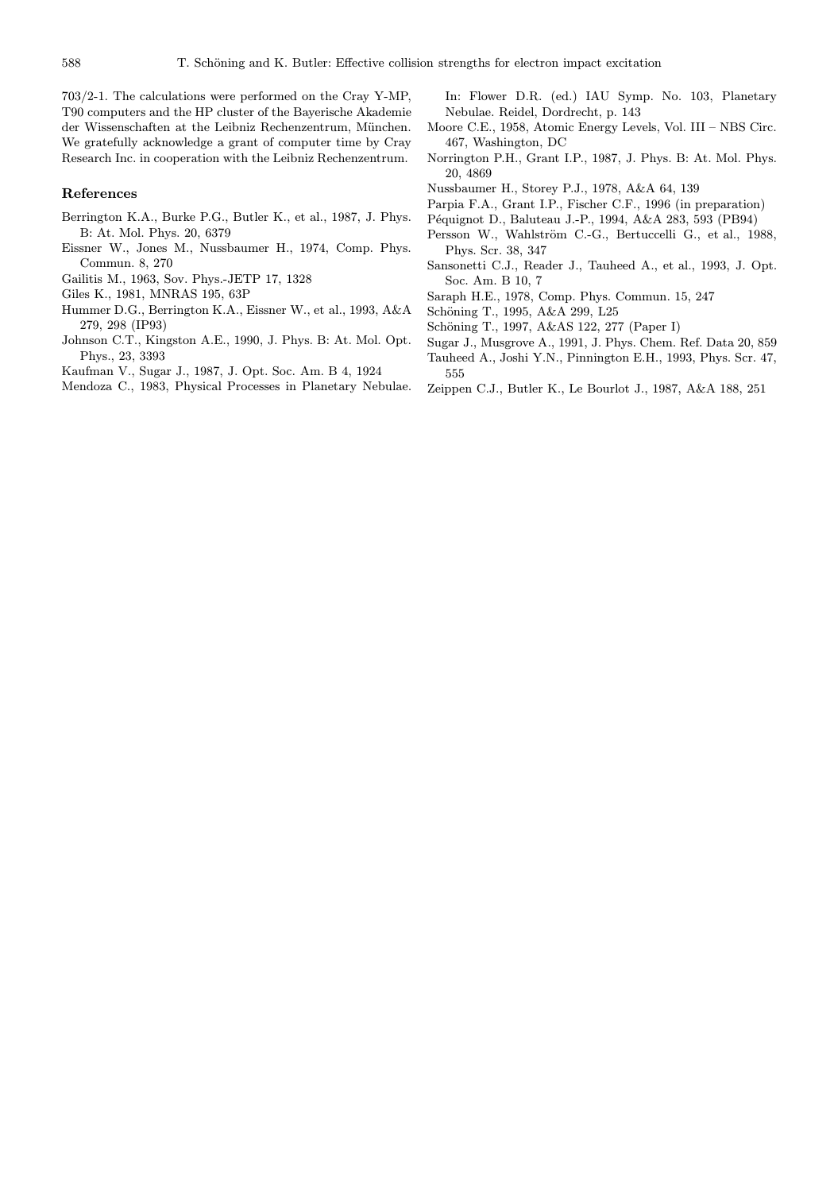703/2-1. The calculations were performed on the Cray Y-MP, T90 computers and the HP cluster of the Bayerische Akademie der Wissenschaften at the Leibniz Rechenzentrum, München. We gratefully acknowledge a grant of computer time by Cray Research Inc. in cooperation with the Leibniz Rechenzentrum.

## References

Berrington K.A., Burke P.G., Butler K., et al., 1987, J. Phys. B: At. Mol. Phys. 20, 6379

Eissner W., Jones M., Nussbaumer H., 1974, Comp. Phys. Commun. 8, 270

Gailitis M., 1963, Sov. Phys.-JETP 17, 1328

Giles K., 1981, MNRAS 195, 63P

Hummer D.G., Berrington K.A., Eissner W., et al., 1993, A&A 279, 298 (IP93)

Johnson C.T., Kingston A.E., 1990, J. Phys. B: At. Mol. Opt. Phys., 23, 3393

Kaufman V., Sugar J., 1987, J. Opt. Soc. Am. B 4, 1924

Mendoza C., 1983, Physical Processes in Planetary Nebulae. In: Flower D.R. (ed.) IAU Symp. No. 103, Planetary Nebulae. Reidel, Dordrecht, p. 143

Moore C.E., 1958, Atomic Energy Levels, Vol. III – NBS Circ. 467, Washington, DC

Norrington P.H., Grant I.P., 1987, J. Phys. B: At. Mol. Phys. 20, 4869

Nussbaumer H., Storey P.J., 1978, A&A 64, 139

Parpia F.A., Grant I.P., Fischer C.F., 1996 (in preparation)

Péquignot D., Baluteau J.-P., 1994, A&A 283, 593 (PB94)

Persson W., Wahlström C.-G., Bertuccelli G., et al., 1988, Phys. Scr. 38, 347

Sansonetti C.J., Reader J., Tauheed A., et al., 1993, J. Opt. Soc. Am. B 10, 7

Saraph H.E., 1978, Comp. Phys. Commun. 15, 247

Schöning T., 1995, A&A 299, L25

Schöning T., 1997, A&AS 122, 277 (Paper I)

Sugar J., Musgrove A., 1991, J. Phys. Chem. Ref. Data 20, 859

Tauheed A., Joshi Y.N., Pinnington E.H., 1993, Phys. Scr. 47, 555

Zeippen C.J., Butler K., Le Bourlot J., 1987, A&A 188, 251